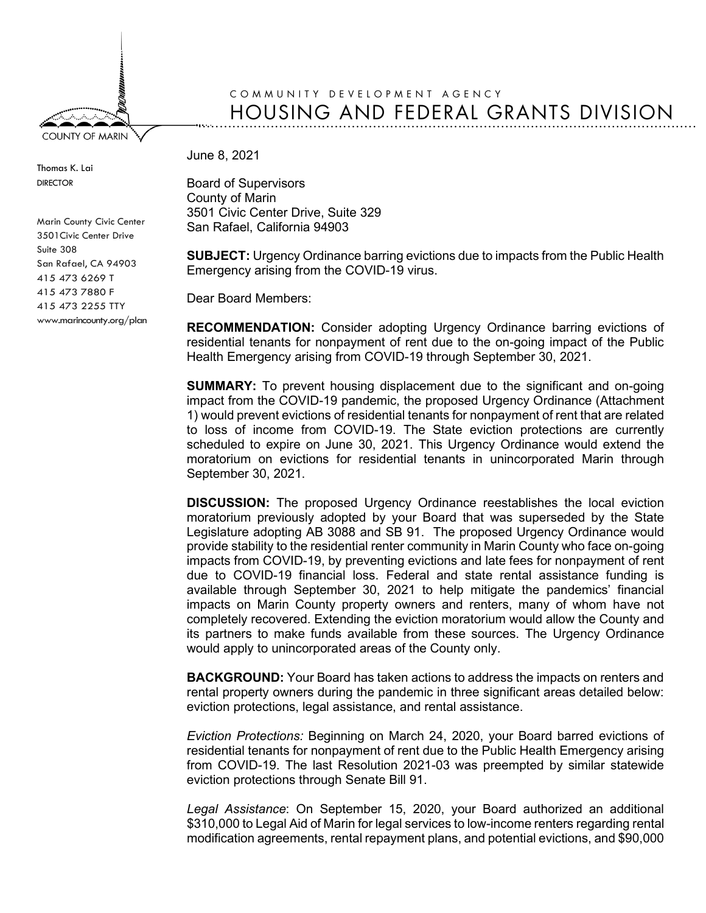COUNTY OF MARIN

COMMUNITY DEVELOPMENT AGENCY

# HOUSING AND FEDERAL GRANTS DIVISION

Thomas K. Lai
DIRECTOR

Marin County Civic Center
3501Civic Center Drive
Suite 308
San Rafael, CA 94903
415 473 6269 T
415 473 7880 F
415 473 2255 TTY
www.marincounty.org/plan

June 8, 2021

Board of Supervisors
County of Marin
3501 Civic Center Drive, Suite 329
San Rafael, California 94903

**SUBJECT:** Urgency Ordinance barring evictions due to impacts from the Public Health Emergency arising from the COVID-19 virus.

Dear Board Members:

**RECOMMENDATION:** Consider adopting Urgency Ordinance barring evictions of residential tenants for nonpayment of rent due to the on-going impact of the Public Health Emergency arising from COVID-19 through September 30, 2021.

**SUMMARY:** To prevent housing displacement due to the significant and on-going impact from the COVID-19 pandemic, the proposed Urgency Ordinance (Attachment 1) would prevent evictions of residential tenants for nonpayment of rent that are related to loss of income from COVID-19. The State eviction protections are currently scheduled to expire on June 30, 2021. This Urgency Ordinance would extend the moratorium on evictions for residential tenants in unincorporated Marin through September 30, 2021.

**DISCUSSION:** The proposed Urgency Ordinance reestablishes the local eviction moratorium previously adopted by your Board that was superseded by the State Legislature adopting AB 3088 and SB 91. The proposed Urgency Ordinance would provide stability to the residential renter community in Marin County who face on-going impacts from COVID-19, by preventing evictions and late fees for nonpayment of rent due to COVID-19 financial loss. Federal and state rental assistance funding is available through September 30, 2021 to help mitigate the pandemics' financial impacts on Marin County property owners and renters, many of whom have not completely recovered. Extending the eviction moratorium would allow the County and its partners to make funds available from these sources. The Urgency Ordinance would apply to unincorporated areas of the County only.

**BACKGROUND:** Your Board has taken actions to address the impacts on renters and rental property owners during the pandemic in three significant areas detailed below: eviction protections, legal assistance, and rental assistance.

*Eviction Protections:* Beginning on March 24, 2020, your Board barred evictions of residential tenants for nonpayment of rent due to the Public Health Emergency arising from COVID-19. The last Resolution 2021-03 was preempted by similar statewide eviction protections through Senate Bill 91.

*Legal Assistance*: On September 15, 2020, your Board authorized an additional $310,000 to Legal Aid of Marin for legal services to low-income renters regarding rental modification agreements, rental repayment plans, and potential evictions, and $90,000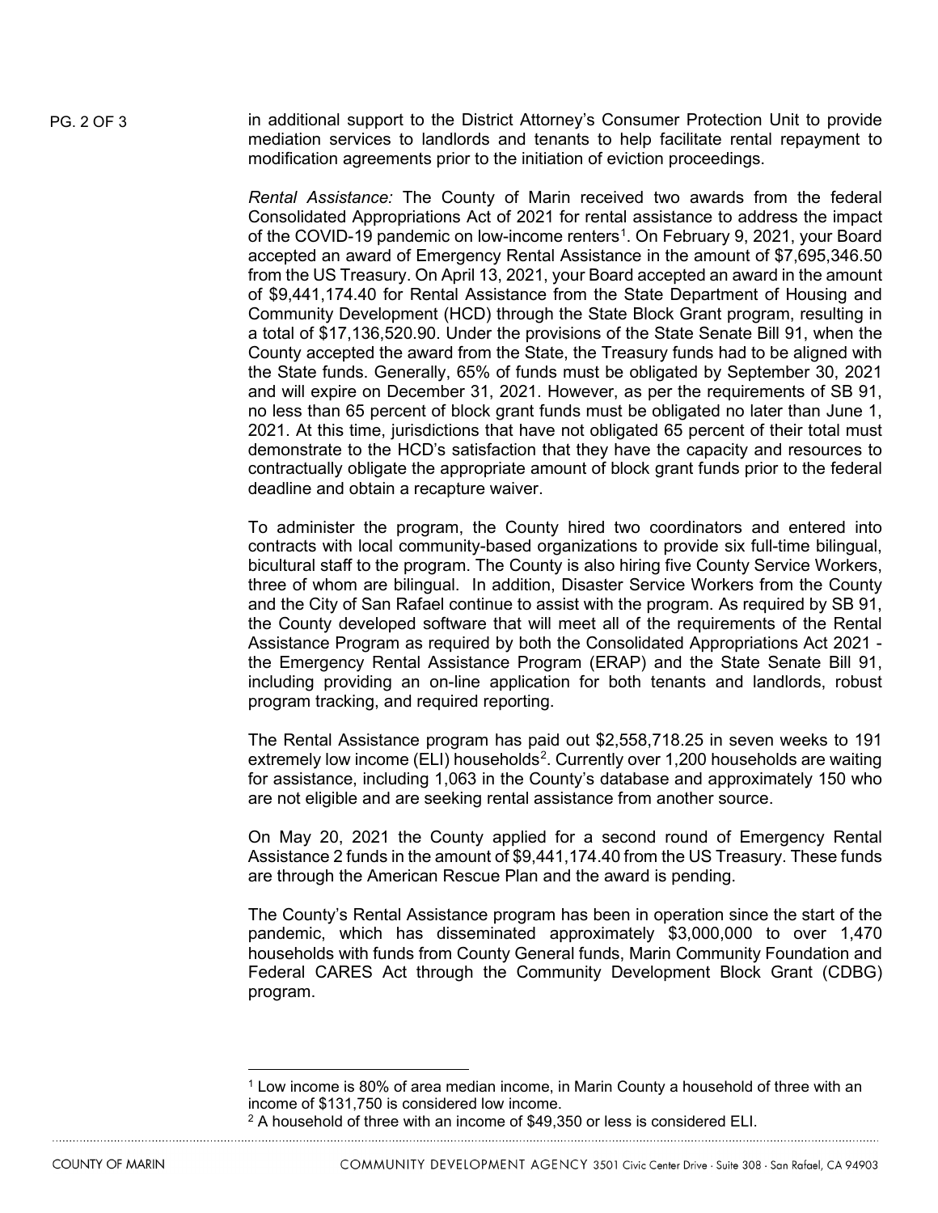in additional support to the District Attorney's Consumer Protection Unit to provide mediation services to landlords and tenants to help facilitate rental repayment to modification agreements prior to the initiation of eviction proceedings.

*Rental Assistance:* The County of Marin received two awards from the federal Consolidated Appropriations Act of 2021 for rental assistance to address the impact of the COVID-19 pandemic on low-income renters[1]. On February 9, 2021, your Board accepted an award of Emergency Rental Assistance in the amount of $7,695,346.50 from the US Treasury. On April 13, 2021, your Board accepted an award in the amount of $9,441,174.40 for Rental Assistance from the State Department of Housing and Community Development (HCD) through the State Block Grant program, resulting in a total of $17,136,520.90. Under the provisions of the State Senate Bill 91, when the County accepted the award from the State, the Treasury funds had to be aligned with the State funds. Generally, 65% of funds must be obligated by September 30, 2021 and will expire on December 31, 2021. However, as per the requirements of SB 91, no less than 65 percent of block grant funds must be obligated no later than June 1, 2021. At this time, jurisdictions that have not obligated 65 percent of their total must demonstrate to the HCD's satisfaction that they have the capacity and resources to contractually obligate the appropriate amount of block grant funds prior to the federal deadline and obtain a recapture waiver.

To administer the program, the County hired two coordinators and entered into contracts with local community-based organizations to provide six full-time bilingual, bicultural staff to the program. The County is also hiring five County Service Workers, three of whom are bilingual. In addition, Disaster Service Workers from the County and the City of San Rafael continue to assist with the program. As required by SB 91, the County developed software that will meet all of the requirements of the Rental Assistance Program as required by both the Consolidated Appropriations Act 2021 - the Emergency Rental Assistance Program (ERAP) and the State Senate Bill 91, including providing an on-line application for both tenants and landlords, robust program tracking, and required reporting.

The Rental Assistance program has paid out $2,558,718.25 in seven weeks to 191 extremely low income (ELI) households[2]. Currently over 1,200 households are waiting for assistance, including 1,063 in the County's database and approximately 150 who are not eligible and are seeking rental assistance from another source.

On May 20, 2021 the County applied for a second round of Emergency Rental Assistance 2 funds in the amount of $9,441,174.40 from the US Treasury. These funds are through the American Rescue Plan and the award is pending.

The County's Rental Assistance program has been in operation since the start of the pandemic, which has disseminated approximately $3,000,000 to over 1,470 households with funds from County General funds, Marin Community Foundation and Federal CARES Act through the Community Development Block Grant (CDBG) program.

---

[1] Low income is 80% of area median income, in Marin County a household of three with an income of $131,750 is considered low income.

[2] A household of three with an income of $49,350 or less is considered ELI.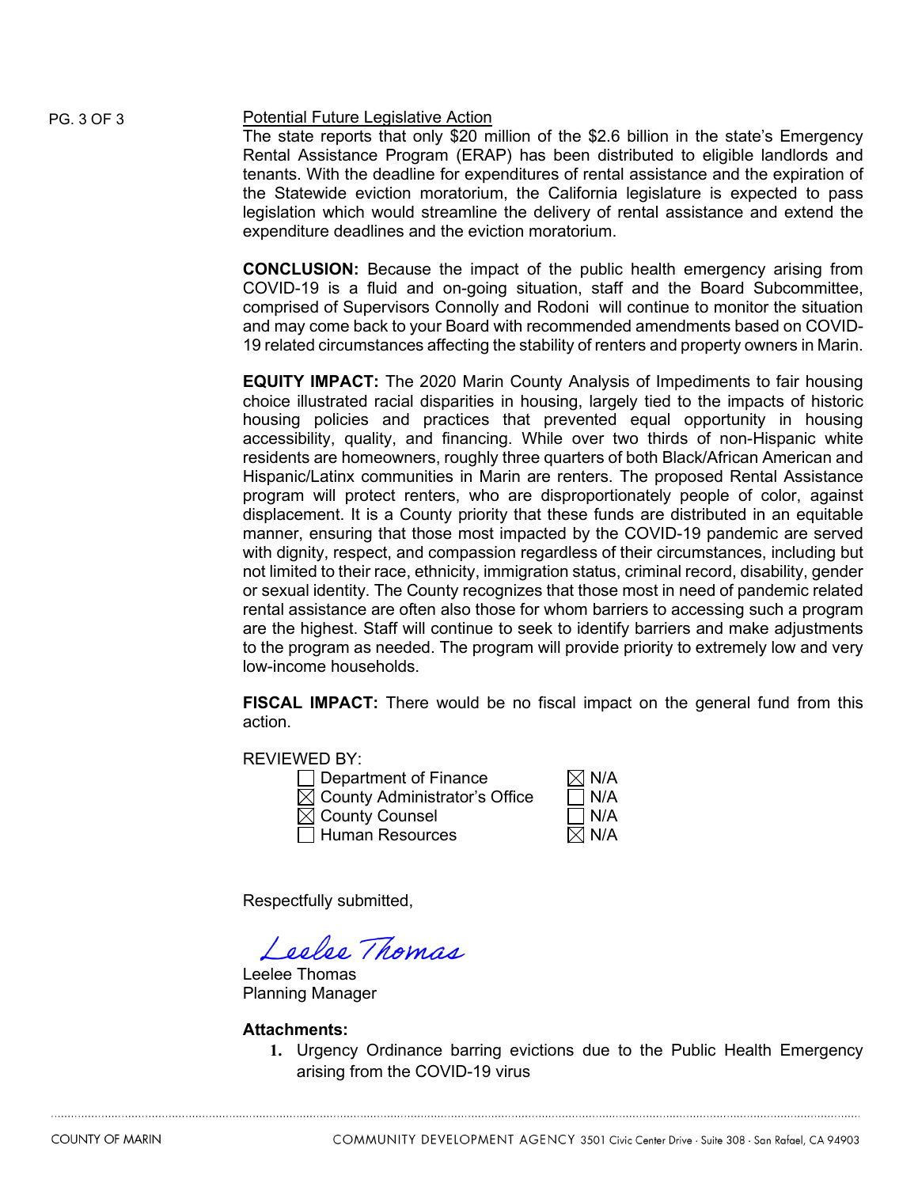<u>Potential Future Legislative Action</u>

The state reports that only $20 million of the $2.6 billion in the state's Emergency Rental Assistance Program (ERAP) has been distributed to eligible landlords and tenants. With the deadline for expenditures of rental assistance and the expiration of the Statewide eviction moratorium, the California legislature is expected to pass legislation which would streamline the delivery of rental assistance and extend the expenditure deadlines and the eviction moratorium.

**CONCLUSION:** Because the impact of the public health emergency arising from COVID-19 is a fluid and on-going situation, staff and the Board Subcommittee, comprised of Supervisors Connolly and Rodoni will continue to monitor the situation and may come back to your Board with recommended amendments based on COVID-19 related circumstances affecting the stability of renters and property owners in Marin.

**EQUITY IMPACT:** The 2020 Marin County Analysis of Impediments to fair housing choice illustrated racial disparities in housing, largely tied to the impacts of historic housing policies and practices that prevented equal opportunity in housing accessibility, quality, and financing. While over two thirds of non-Hispanic white residents are homeowners, roughly three quarters of both Black/African American and Hispanic/Latinx communities in Marin are renters. The proposed Rental Assistance program will protect renters, who are disproportionately people of color, against displacement. It is a County priority that these funds are distributed in an equitable manner, ensuring that those most impacted by the COVID-19 pandemic are served with dignity, respect, and compassion regardless of their circumstances, including but not limited to their race, ethnicity, immigration status, criminal record, disability, gender or sexual identity. The County recognizes that those most in need of pandemic related rental assistance are often also those for whom barriers to accessing such a program are the highest. Staff will continue to seek to identify barriers and make adjustments to the program as needed. The program will provide priority to extremely low and very low-income households.

**FISCAL IMPACT:** There would be no fiscal impact on the general fund from this action.

REVIEWED BY:

| | |
|---|---|
| ☐ Department of Finance | ☒ N/A |
| ☒ County Administrator's Office | ☐ N/A |
| ☒ County Counsel | ☐ N/A |
| ☐ Human Resources | ☒ N/A |

Respectfully submitted,

*Leelee Thomas*

Leelee Thomas
Planning Manager

**Attachments:**

1. Urgency Ordinance barring evictions due to the Public Health Emergency arising from the COVID-19 virus

COUNTY OF MARIN

COMMUNITY DEVELOPMENT AGENCY 3501 Civic Center Drive · Suite 308 · San Rafael, CA 94903